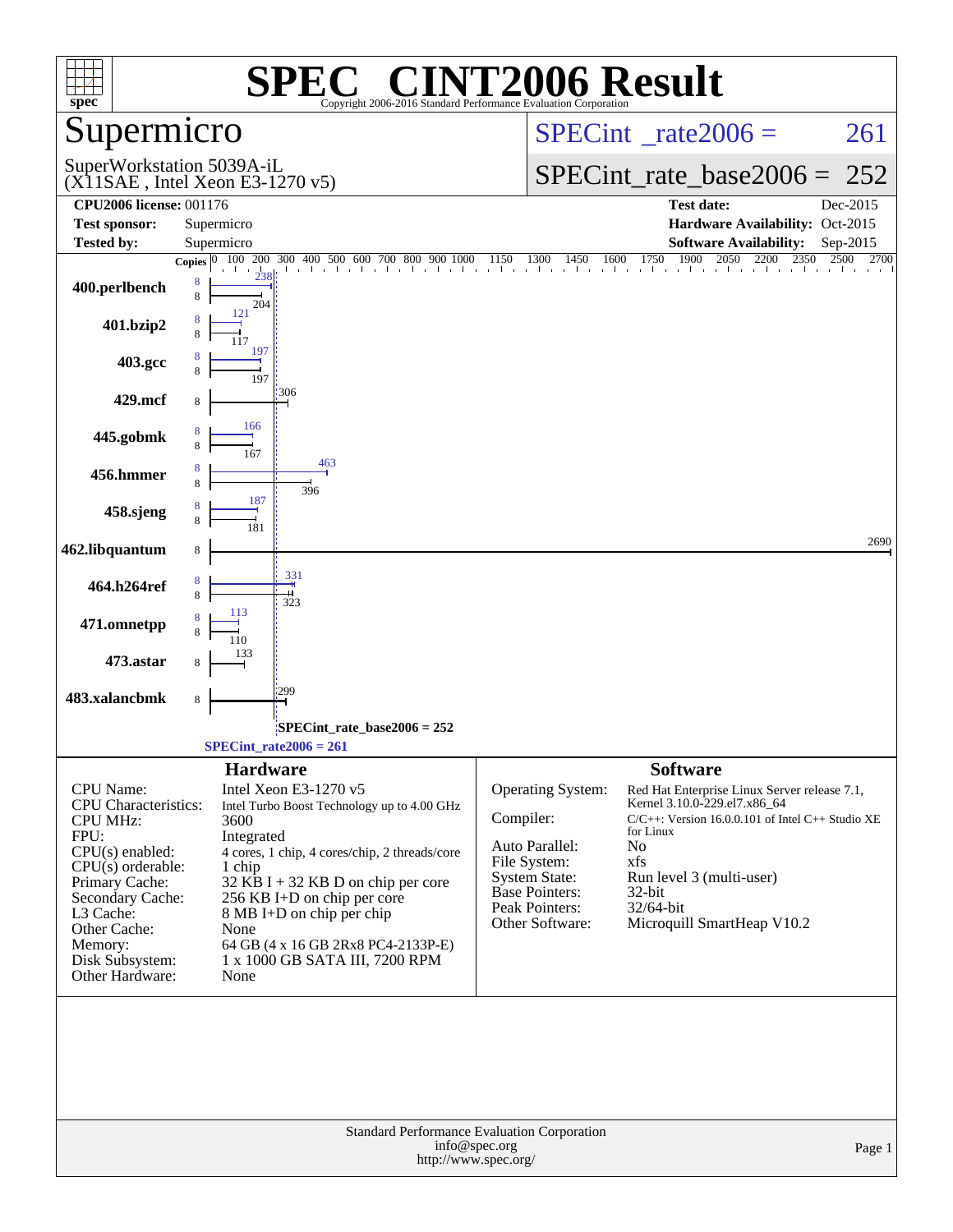# SPEC CINT2006 Result

Copyright 2006-2016 Standard Performance Evaluation Corporation

## Supermicro

SuperWorkstation 5039A-iL
(X11SAE , Intel Xeon E3-1270 v5)

SPECint_rate2006 = 261

SPECint_rate_base2006 = 252

| | | | |
|---|---|---|---|
| **CPU2006 license:** 001176 | | **Test date:** | Dec-2015 |
| **Test sponsor:** | Supermicro | **Hardware Availability:** | Oct-2015 |
| **Tested by:** | Supermicro | **Software Availability:** | Sep-2015 |

| Benchmark | Copies (peak) | Copies (base) | Peak | Base |
|---|---|---|---|---|
| 400.perlbench | 8 | 8 | 238 | 204 |
| 401.bzip2 | 8 | 8 | 121 | 117 |
| 403.gcc | 8 | 8 | 197 | 197 |
| 429.mcf | | 8 | | 306 |
| 445.gobmk | 8 | 8 | 166 | 167 |
| 456.hmmer | 8 | 8 | 463 | 396 |
| 458.sjeng | 8 | 8 | 187 | 181 |
| 462.libquantum | | 8 | | 2690 |
| 464.h264ref | 8 | 8 | 331 | 323 |
| 471.omnetpp | 8 | 8 | 113 | 110 |
| 473.astar | | 8 | | 133 |
| 483.xalancbmk | | 8 | | 299 |

SPECint_rate_base2006 = 252

SPECint_rate2006 = 261

### Hardware

| | |
|---|---|
| CPU Name: | Intel Xeon E3-1270 v5 |
| CPU Characteristics: | Intel Turbo Boost Technology up to 4.00 GHz |
| CPU MHz: | 3600 |
| FPU: | Integrated |
| CPU(s) enabled: | 4 cores, 1 chip, 4 cores/chip, 2 threads/core |
| CPU(s) orderable: | 1 chip |
| Primary Cache: | 32 KB I + 32 KB D on chip per core |
| Secondary Cache: | 256 KB I+D on chip per core |
| L3 Cache: | 8 MB I+D on chip per chip |
| Other Cache: | None |
| Memory: | 64 GB (4 x 16 GB 2Rx8 PC4-2133P-E) |
| Disk Subsystem: | 1 x 1000 GB SATA III, 7200 RPM |
| Other Hardware: | None |

### Software

| | |
|---|---|
| Operating System: | Red Hat Enterprise Linux Server release 7.1, Kernel 3.10.0-229.el7.x86_64 |
| Compiler: | C/C++: Version 16.0.0.101 of Intel C++ Studio XE for Linux |
| Auto Parallel: | No |
| File System: | xfs |
| System State: | Run level 3 (multi-user) |
| Base Pointers: | 32-bit |
| Peak Pointers: | 32/64-bit |
| Other Software: | Microquill SmartHeap V10.2 |

Standard Performance Evaluation Corporation
info@spec.org
http://www.spec.org/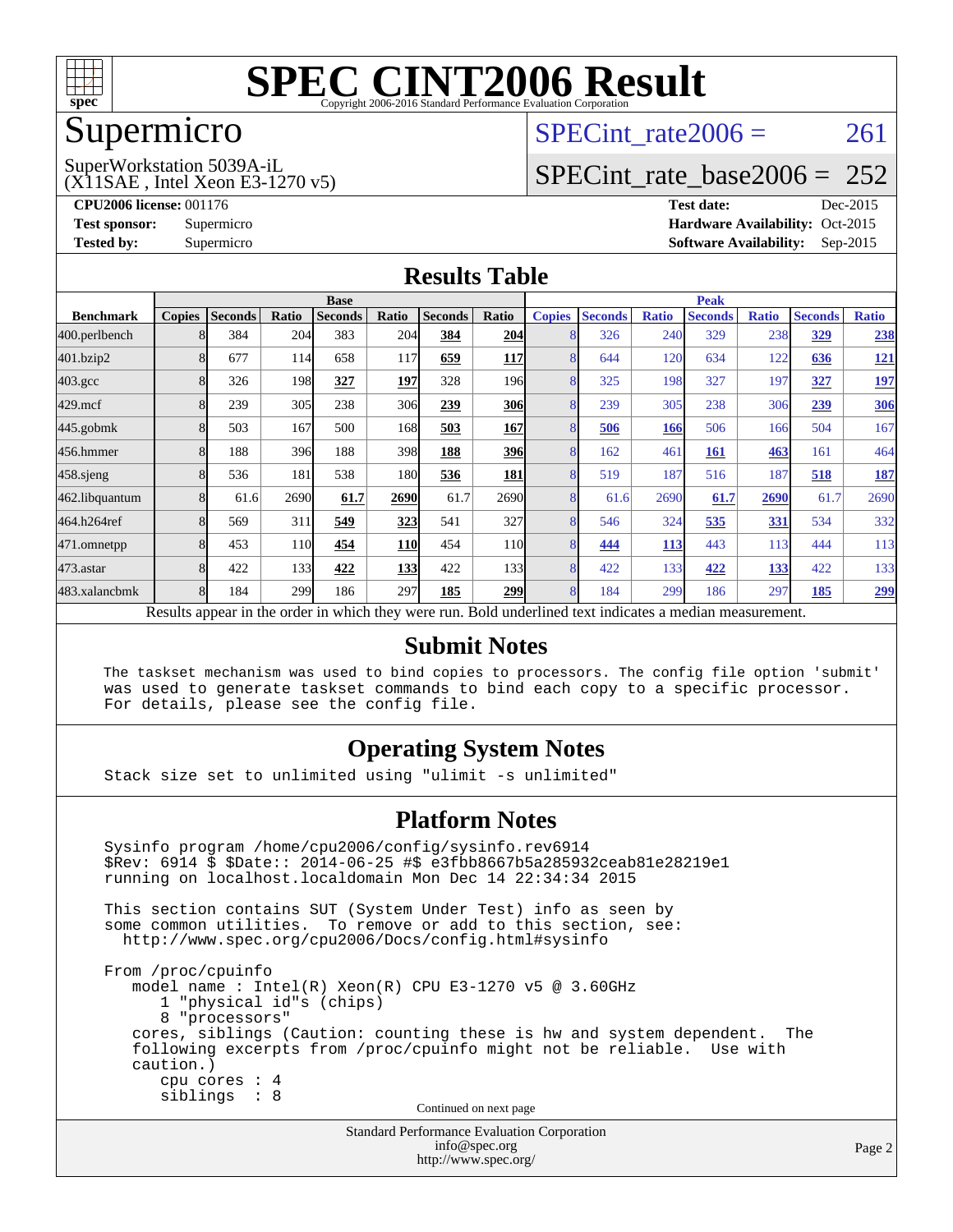# SPEC CINT2006 Result

Copyright 2006-2016 Standard Performance Evaluation Corporation

## Supermicro

SuperWorkstation 5039A-iL
(X11SAE , Intel Xeon E3-1270 v5)

SPECint_rate2006 = 261

SPECint_rate_base2006 = 252

**CPU2006 license:** 001176
**Test sponsor:** Supermicro
**Tested by:** Supermicro

**Test date:** Dec-2015
**Hardware Availability:** Oct-2015
**Software Availability:** Sep-2015

## Results Table

| Benchmark | Base | | | | | | | Peak | | | | | | |
|---|---|---|---|---|---|---|---|---|---|---|---|---|---|---|
| | Copies | Seconds | Ratio | Seconds | Ratio | Seconds | Ratio | Copies | Seconds | Ratio | Seconds | Ratio | Seconds | Ratio |
| 400.perlbench | 8 | 384 | 204 | 383 | 204 | **384** | **204** | 8 | 326 | 240 | 329 | 238 | **329** | **238** |
| 401.bzip2 | 8 | 677 | 114 | 658 | 117 | **659** | **117** | 8 | 644 | 120 | 634 | 122 | **636** | **121** |
| 403.gcc | 8 | 326 | 198 | **327** | **197** | 328 | 196 | 8 | 325 | 198 | 327 | 197 | **327** | **197** |
| 429.mcf | 8 | 239 | 305 | 238 | 306 | **239** | **306** | 8 | 239 | 305 | 238 | 306 | **239** | **306** |
| 445.gobmk | 8 | 503 | 167 | 500 | 168 | **503** | **167** | 8 | **506** | **166** | 506 | 166 | 504 | 167 |
| 456.hmmer | 8 | 188 | 396 | 188 | 398 | **188** | **396** | 8 | 162 | 461 | **161** | **463** | 161 | 464 |
| 458.sjeng | 8 | 536 | 181 | 538 | 180 | **536** | **181** | 8 | 519 | 187 | 516 | 187 | **518** | **187** |
| 462.libquantum | 8 | 61.6 | 2690 | **61.7** | **2690** | 61.7 | 2690 | 8 | 61.6 | 2690 | **61.7** | **2690** | 61.7 | 2690 |
| 464.h264ref | 8 | 569 | 311 | **549** | **323** | 541 | 327 | 8 | 546 | 324 | **535** | **331** | 534 | 332 |
| 471.omnetpp | 8 | 453 | 110 | **454** | **110** | 454 | 110 | 8 | **444** | **113** | 443 | 113 | 444 | 113 |
| 473.astar | 8 | 422 | 133 | **422** | **133** | 422 | 133 | 8 | 422 | 133 | **422** | **133** | 422 | 133 |
| 483.xalancbmk | 8 | 184 | 299 | 186 | 297 | **185** | **299** | 8 | 184 | 299 | 186 | 297 | **185** | **299** |

Results appear in the order in which they were run. Bold underlined text indicates a median measurement.

## Submit Notes

```
The taskset mechanism was used to bind copies to processors. The config file option 'submit'
was used to generate taskset commands to bind each copy to a specific processor.
For details, please see the config file.
```

## Operating System Notes

```
Stack size set to unlimited using "ulimit -s unlimited"
```

## Platform Notes

```
Sysinfo program /home/cpu2006/config/sysinfo.rev6914
$Rev: 6914 $ $Date:: 2014-06-25 #$ e3fbb8667b5a285932ceab81e28219e1
running on localhost.localdomain Mon Dec 14 22:34:34 2015

This section contains SUT (System Under Test) info as seen by
some common utilities.  To remove or add to this section, see:
  http://www.spec.org/cpu2006/Docs/config.html#sysinfo

From /proc/cpuinfo
   model name : Intel(R) Xeon(R) CPU E3-1270 v5 @ 3.60GHz
      1 "physical id"s (chips)
      8 "processors"
   cores, siblings (Caution: counting these is hw and system dependent.  The
   following excerpts from /proc/cpuinfo might not be reliable.  Use with
   caution.)
      cpu cores : 4
      siblings  : 8
```

Continued on next page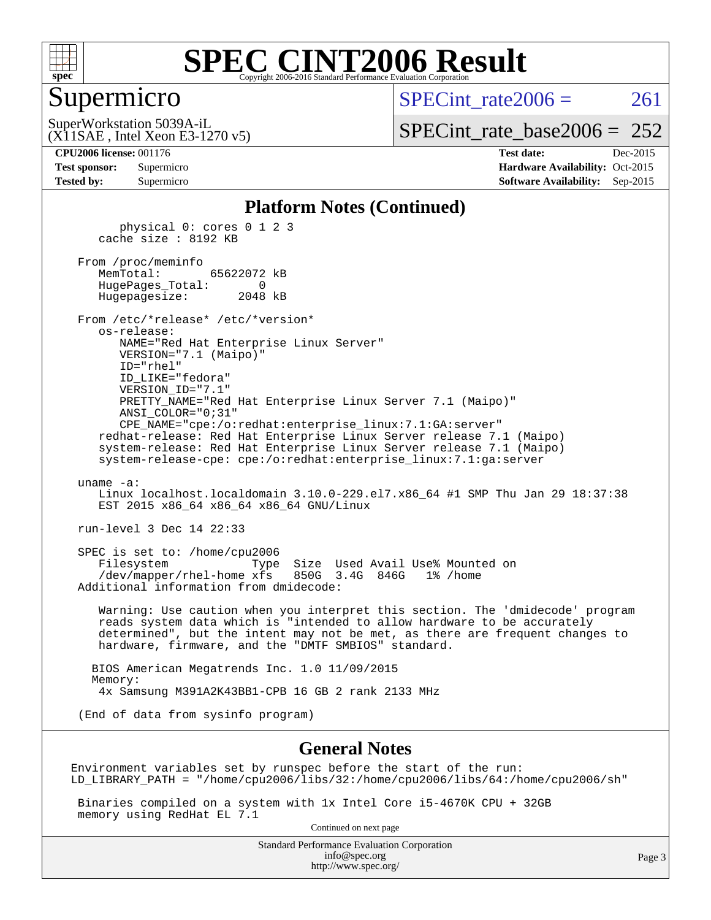# SPEC CINT2006 Result

## Supermicro

SuperWorkstation 5039A-iL
(X11SAE , Intel Xeon E3-1270 v5)

SPECint_rate2006 = 261

SPECint_rate_base2006 = 252

**CPU2006 license:** 001176
**Test sponsor:** Supermicro
**Tested by:** Supermicro

**Test date:** Dec-2015
**Hardware Availability:** Oct-2015
**Software Availability:** Sep-2015

### Platform Notes (Continued)

```
        physical 0: cores 0 1 2 3
     cache size : 8192 KB

   From /proc/meminfo
      MemTotal:       65622072 kB
      HugePages_Total:       0
      Hugepagesize:       2048 kB

   From /etc/*release* /etc/*version*
      os-release:
         NAME="Red Hat Enterprise Linux Server"
         VERSION="7.1 (Maipo)"
         ID="rhel"
         ID_LIKE="fedora"
         VERSION_ID="7.1"
         PRETTY_NAME="Red Hat Enterprise Linux Server 7.1 (Maipo)"
         ANSI_COLOR="0;31"
         CPE_NAME="cpe:/o:redhat:enterprise_linux:7.1:GA:server"
      redhat-release: Red Hat Enterprise Linux Server release 7.1 (Maipo)
      system-release: Red Hat Enterprise Linux Server release 7.1 (Maipo)
      system-release-cpe: cpe:/o:redhat:enterprise_linux:7.1:ga:server

   uname -a:
      Linux localhost.localdomain 3.10.0-229.el7.x86_64 #1 SMP Thu Jan 29 18:37:38
      EST 2015 x86_64 x86_64 x86_64 GNU/Linux

   run-level 3 Dec 14 22:33

   SPEC is set to: /home/cpu2006
      Filesystem            Type  Size  Used Avail Use% Mounted on
      /dev/mapper/rhel-home xfs   850G  3.4G  846G   1% /home
   Additional information from dmidecode:

      Warning: Use caution when you interpret this section. The 'dmidecode' program
      reads system data which is "intended to allow hardware to be accurately
      determined", but the intent may not be met, as there are frequent changes to
      hardware, firmware, and the "DMTF SMBIOS" standard.

     BIOS American Megatrends Inc. 1.0 11/09/2015
     Memory:
      4x Samsung M391A2K43BB1-CPB 16 GB 2 rank 2133 MHz

   (End of data from sysinfo program)
```

### General Notes

```
Environment variables set by runspec before the start of the run:
LD_LIBRARY_PATH = "/home/cpu2006/libs/32:/home/cpu2006/libs/64:/home/cpu2006/sh"

 Binaries compiled on a system with 1x Intel Core i5-4670K CPU + 32GB
 memory using RedHat EL 7.1
```

Continued on next page

Standard Performance Evaluation Corporation
info@spec.org
http://www.spec.org/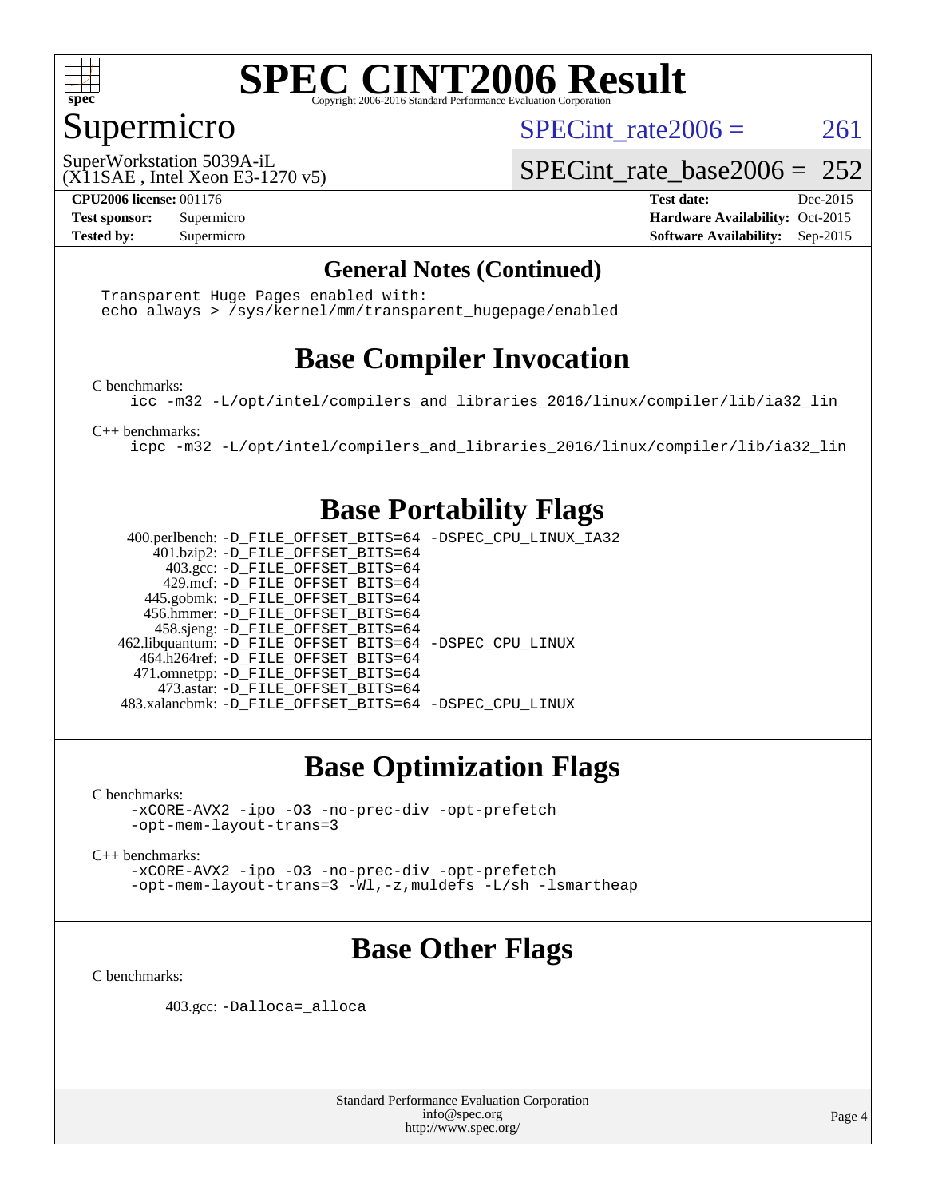# SPEC CINT2006 Result

Copyright 2006-2016 Standard Performance Evaluation Corporation

## Supermicro

SuperWorkstation 5039A-iL
(X11SAE , Intel Xeon E3-1270 v5)

SPECint_rate2006 = 261

SPECint_rate_base2006 = 252

| | | | |
|---|---|---|---|
| **CPU2006 license:** | 001176 | **Test date:** | Dec-2015 |
| **Test sponsor:** | Supermicro | **Hardware Availability:** | Oct-2015 |
| **Tested by:** | Supermicro | **Software Availability:** | Sep-2015 |

### General Notes (Continued)

```
Transparent Huge Pages enabled with:
echo always > /sys/kernel/mm/transparent_hugepage/enabled
```

## Base Compiler Invocation

C benchmarks:

```
icc -m32 -L/opt/intel/compilers_and_libraries_2016/linux/compiler/lib/ia32_lin
```

C++ benchmarks:

```
icpc -m32 -L/opt/intel/compilers_and_libraries_2016/linux/compiler/lib/ia32_lin
```

## Base Portability Flags

| | |
|---|---|
| 400.perlbench: | -D_FILE_OFFSET_BITS=64 -DSPEC_CPU_LINUX_IA32 |
| 401.bzip2: | -D_FILE_OFFSET_BITS=64 |
| 403.gcc: | -D_FILE_OFFSET_BITS=64 |
| 429.mcf: | -D_FILE_OFFSET_BITS=64 |
| 445.gobmk: | -D_FILE_OFFSET_BITS=64 |
| 456.hmmer: | -D_FILE_OFFSET_BITS=64 |
| 458.sjeng: | -D_FILE_OFFSET_BITS=64 |
| 462.libquantum: | -D_FILE_OFFSET_BITS=64 -DSPEC_CPU_LINUX |
| 464.h264ref: | -D_FILE_OFFSET_BITS=64 |
| 471.omnetpp: | -D_FILE_OFFSET_BITS=64 |
| 473.astar: | -D_FILE_OFFSET_BITS=64 |
| 483.xalancbmk: | -D_FILE_OFFSET_BITS=64 -DSPEC_CPU_LINUX |

## Base Optimization Flags

C benchmarks:

```
-xCORE-AVX2 -ipo -O3 -no-prec-div -opt-prefetch
-opt-mem-layout-trans=3
```

C++ benchmarks:

```
-xCORE-AVX2 -ipo -O3 -no-prec-div -opt-prefetch
-opt-mem-layout-trans=3 -Wl,-z,muldefs -L/sh -lsmartheap
```

## Base Other Flags

C benchmarks:

403.gcc: `-Dalloca=_alloca`

Standard Performance Evaluation Corporation
info@spec.org
http://www.spec.org/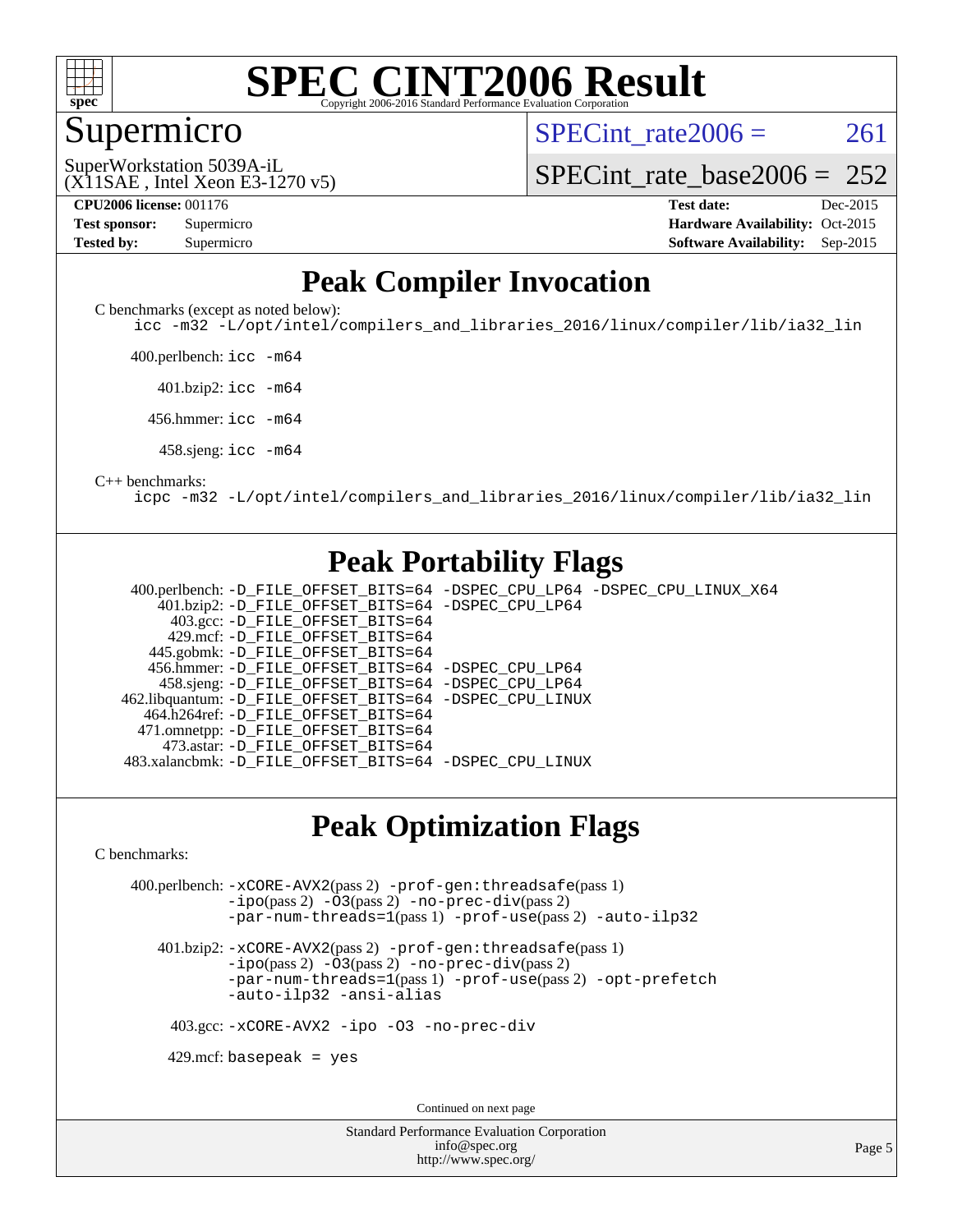# SPEC CINT2006 Result

Copyright 2006-2016 Standard Performance Evaluation Corporation

## Supermicro

SuperWorkstation 5039A-iL
(X11SAE , Intel Xeon E3-1270 v5)

SPECint_rate2006 = 261

SPECint_rate_base2006 = 252

| | | | |
|---|---|---|---|
| **CPU2006 license:** 001176 | | **Test date:** | Dec-2015 |
| **Test sponsor:** | Supermicro | **Hardware Availability:** | Oct-2015 |
| **Tested by:** | Supermicro | **Software Availability:** | Sep-2015 |

## Peak Compiler Invocation

C benchmarks (except as noted below):
```
icc -m32 -L/opt/intel/compilers_and_libraries_2016/linux/compiler/lib/ia32_lin
```

400.perlbench: `icc -m64`

401.bzip2: `icc -m64`

456.hmmer: `icc -m64`

458.sjeng: `icc -m64`

C++ benchmarks:
```
icpc -m32 -L/opt/intel/compilers_and_libraries_2016/linux/compiler/lib/ia32_lin
```

## Peak Portability Flags

400.perlbench: -D_FILE_OFFSET_BITS=64 -DSPEC_CPU_LP64 -DSPEC_CPU_LINUX_X64
401.bzip2: -D_FILE_OFFSET_BITS=64 -DSPEC_CPU_LP64
403.gcc: -D_FILE_OFFSET_BITS=64
429.mcf: -D_FILE_OFFSET_BITS=64
445.gobmk: -D_FILE_OFFSET_BITS=64
456.hmmer: -D_FILE_OFFSET_BITS=64 -DSPEC_CPU_LP64
458.sjeng: -D_FILE_OFFSET_BITS=64 -DSPEC_CPU_LP64
462.libquantum: -D_FILE_OFFSET_BITS=64 -DSPEC_CPU_LINUX
464.h264ref: -D_FILE_OFFSET_BITS=64
471.omnetpp: -D_FILE_OFFSET_BITS=64
473.astar: -D_FILE_OFFSET_BITS=64
483.xalancbmk: -D_FILE_OFFSET_BITS=64 -DSPEC_CPU_LINUX

## Peak Optimization Flags

C benchmarks:

400.perlbench: -xCORE-AVX2(pass 2) -prof-gen:threadsafe(pass 1) -ipo(pass 2) -O3(pass 2) -no-prec-div(pass 2) -par-num-threads=1(pass 1) -prof-use(pass 2) -auto-ilp32

401.bzip2: -xCORE-AVX2(pass 2) -prof-gen:threadsafe(pass 1) -ipo(pass 2) -O3(pass 2) -no-prec-div(pass 2) -par-num-threads=1(pass 1) -prof-use(pass 2) -opt-prefetch -auto-ilp32 -ansi-alias

403.gcc: -xCORE-AVX2 -ipo -O3 -no-prec-div

429.mcf: basepeak = yes

Continued on next page

Standard Performance Evaluation Corporation
info@spec.org
http://www.spec.org/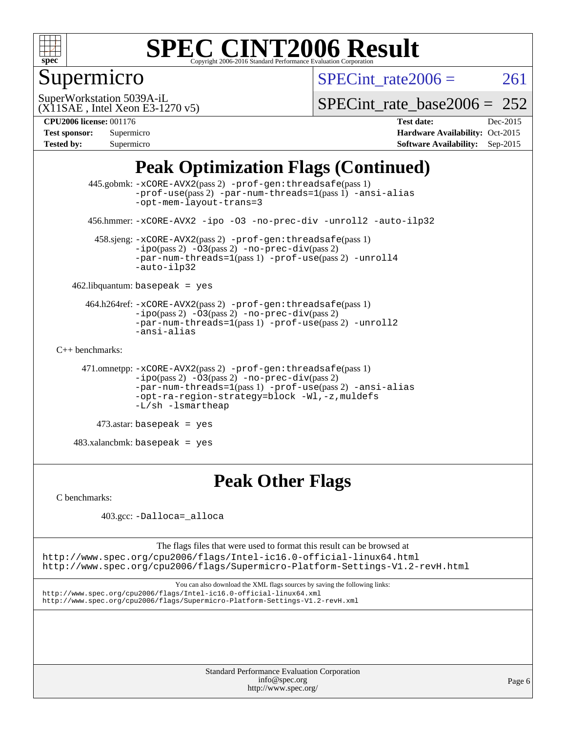## Peak Optimization Flags (Continued)

445.gobmk: -xCORE-AVX2(pass 2) -prof-gen:threadsafe(pass 1) -prof-use(pass 2) -par-num-threads=1(pass 1) -ansi-alias -opt-mem-layout-trans=3

456.hmmer: -xCORE-AVX2 -ipo -O3 -no-prec-div -unroll2 -auto-ilp32

458.sjeng: -xCORE-AVX2(pass 2) -prof-gen:threadsafe(pass 1) -ipo(pass 2) -O3(pass 2) -no-prec-div(pass 2) -par-num-threads=1(pass 1) -prof-use(pass 2) -unroll4 -auto-ilp32

462.libquantum: basepeak = yes

464.h264ref: -xCORE-AVX2(pass 2) -prof-gen:threadsafe(pass 1) -ipo(pass 2) -O3(pass 2) -no-prec-div(pass 2) -par-num-threads=1(pass 1) -prof-use(pass 2) -unroll2 -ansi-alias

C++ benchmarks:

471.omnetpp: -xCORE-AVX2(pass 2) -prof-gen:threadsafe(pass 1) -ipo(pass 2) -O3(pass 2) -no-prec-div(pass 2) -par-num-threads=1(pass 1) -prof-use(pass 2) -ansi-alias -opt-ra-region-strategy=block -Wl,-z,muldefs -L/sh -lsmartheap

473.astar: basepeak = yes

483.xalancbmk: basepeak = yes

## Peak Other Flags

C benchmarks:

403.gcc: -Dalloca=_alloca

The flags files that were used to format this result can be browsed at
http://www.spec.org/cpu2006/flags/Intel-ic16.0-official-linux64.html
http://www.spec.org/cpu2006/flags/Supermicro-Platform-Settings-V1.2-revH.html

You can also download the XML flags sources by saving the following links:
http://www.spec.org/cpu2006/flags/Intel-ic16.0-official-linux64.xml
http://www.spec.org/cpu2006/flags/Supermicro-Platform-Settings-V1.2-revH.xml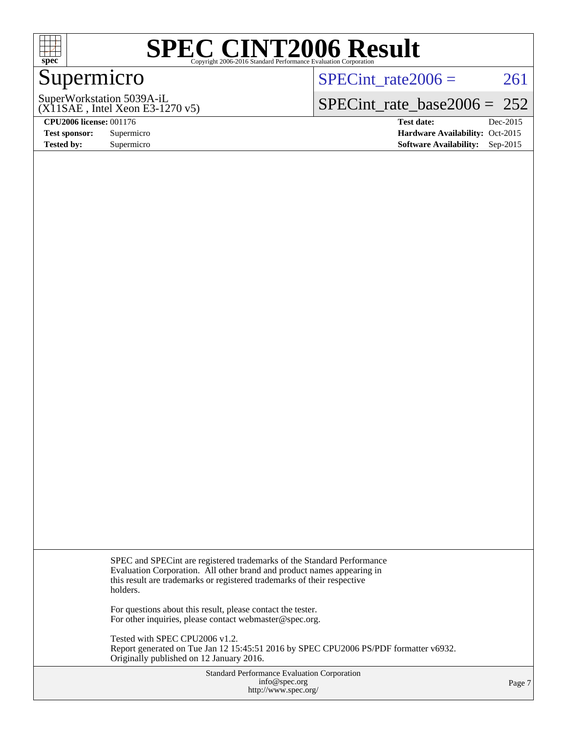# SPEC CINT2006 Result

Copyright 2006-2016 Standard Performance Evaluation Corporation

## Supermicro

SuperWorkstation 5039A-iL
(X11SAE , Intel Xeon E3-1270 v5)

SPECint_rate2006 = 261

SPECint_rate_base2006 = 252

| | | | |
|---|---|---|---|
| **CPU2006 license:** 001176 | | **Test date:** | Dec-2015 |
| **Test sponsor:** | Supermicro | **Hardware Availability:** | Oct-2015 |
| **Tested by:** | Supermicro | **Software Availability:** | Sep-2015 |

SPEC and SPECint are registered trademarks of the Standard Performance Evaluation Corporation. All other brand and product names appearing in this result are trademarks or registered trademarks of their respective holders.

For questions about this result, please contact the tester.
For other inquiries, please contact webmaster@spec.org.

Tested with SPEC CPU2006 v1.2.
Report generated on Tue Jan 12 15:45:51 2016 by SPEC CPU2006 PS/PDF formatter v6932.
Originally published on 12 January 2016.

Standard Performance Evaluation Corporation
info@spec.org
http://www.spec.org/